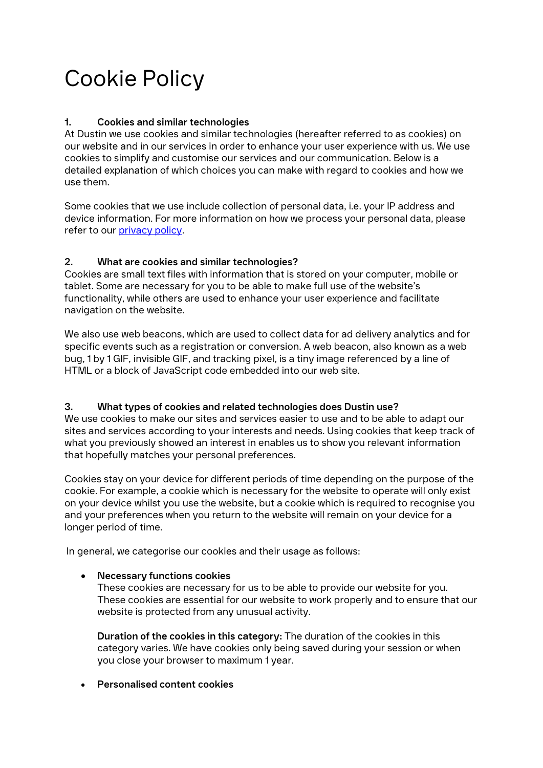# Cookie Policy

## 1. Cookies and similar technologies

At Dustin we use cookies and similar technologies (hereafter referred to as cookies) on our website and in our services in order to enhance your user experience with us. We use cookies to simplify and customise our services and our communication. Below is a detailed explanation of which choices you can make with regard to cookies and how we use them.

Some cookies that we use include collection of personal data, i.e. your IP address and device information. For more information on how we process your personal data, please refer to our [privacy policy](privacy policy).

## 2. What are cookies and similar technologies?

Cookies are small text files with information that is stored on your computer, mobile or tablet. Some are necessary for you to be able to make full use of the website's functionality, while others are used to enhance your user experience and facilitate navigation on the website.

We also use web beacons, which are used to collect data for ad delivery analytics and for specific events such as a registration or conversion. A web beacon, also known as a web bug, 1 by 1 GIF, invisible GIF, and tracking pixel, is a tiny image referenced by a line of HTML or a block of JavaScript code embedded into our web site.

## 3. What types of cookies and related technologies does Dustin use?

We use cookies to make our sites and services easier to use and to be able to adapt our sites and services according to your interests and needs. Using cookies that keep track of what you previously showed an interest in enables us to show you relevant information that hopefully matches your personal preferences.

Cookies stay on your device for different periods of time depending on the purpose of the cookie. For example, a cookie which is necessary for the website to operate will only exist on your device whilst you use the website, but a cookie which is required to recognise you and your preferences when you return to the website will remain on your device for a longer period of time.

In general, we categorise our cookies and their usage as follows:

- **Necessary functions cookies**
  These cookies are necessary for us to be able to provide our website for you. These cookies are essential for our website to work properly and to ensure that our website is protected from any unusual activity.

  **Duration of the cookies in this category:** The duration of the cookies in this category varies. We have cookies only being saved during your session or when you close your browser to maximum 1 year.

- **Personalised content cookies**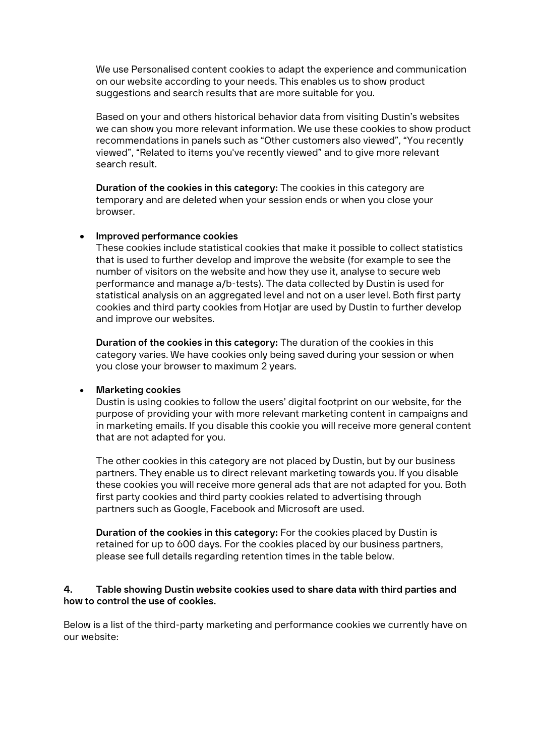We use Personalised content cookies to adapt the experience and communication on our website according to your needs. This enables us to show product suggestions and search results that are more suitable for you.

Based on your and others historical behavior data from visiting Dustin's websites we can show you more relevant information. We use these cookies to show product recommendations in panels such as "Other customers also viewed", "You recently viewed", "Related to items you've recently viewed" and to give more relevant search result.

**Duration of the cookies in this category:** The cookies in this category are temporary and are deleted when your session ends or when you close your browser.

- **Improved performance cookies**
  These cookies include statistical cookies that make it possible to collect statistics that is used to further develop and improve the website (for example to see the number of visitors on the website and how they use it, analyse to secure web performance and manage a/b-tests). The data collected by Dustin is used for statistical analysis on an aggregated level and not on a user level. Both first party cookies and third party cookies from Hotjar are used by Dustin to further develop and improve our websites.

  **Duration of the cookies in this category:** The duration of the cookies in this category varies. We have cookies only being saved during your session or when you close your browser to maximum 2 years.

- **Marketing cookies**
  Dustin is using cookies to follow the users' digital footprint on our website, for the purpose of providing your with more relevant marketing content in campaigns and in marketing emails. If you disable this cookie you will receive more general content that are not adapted for you.

  The other cookies in this category are not placed by Dustin, but by our business partners. They enable us to direct relevant marketing towards you. If you disable these cookies you will receive more general ads that are not adapted for you. Both first party cookies and third party cookies related to advertising through partners such as Google, Facebook and Microsoft are used.

  **Duration of the cookies in this category:** For the cookies placed by Dustin is retained for up to 600 days. For the cookies placed by our business partners, please see full details regarding retention times in the table below.

## 4. Table showing Dustin website cookies used to share data with third parties and how to control the use of cookies.

Below is a list of the third-party marketing and performance cookies we currently have on our website: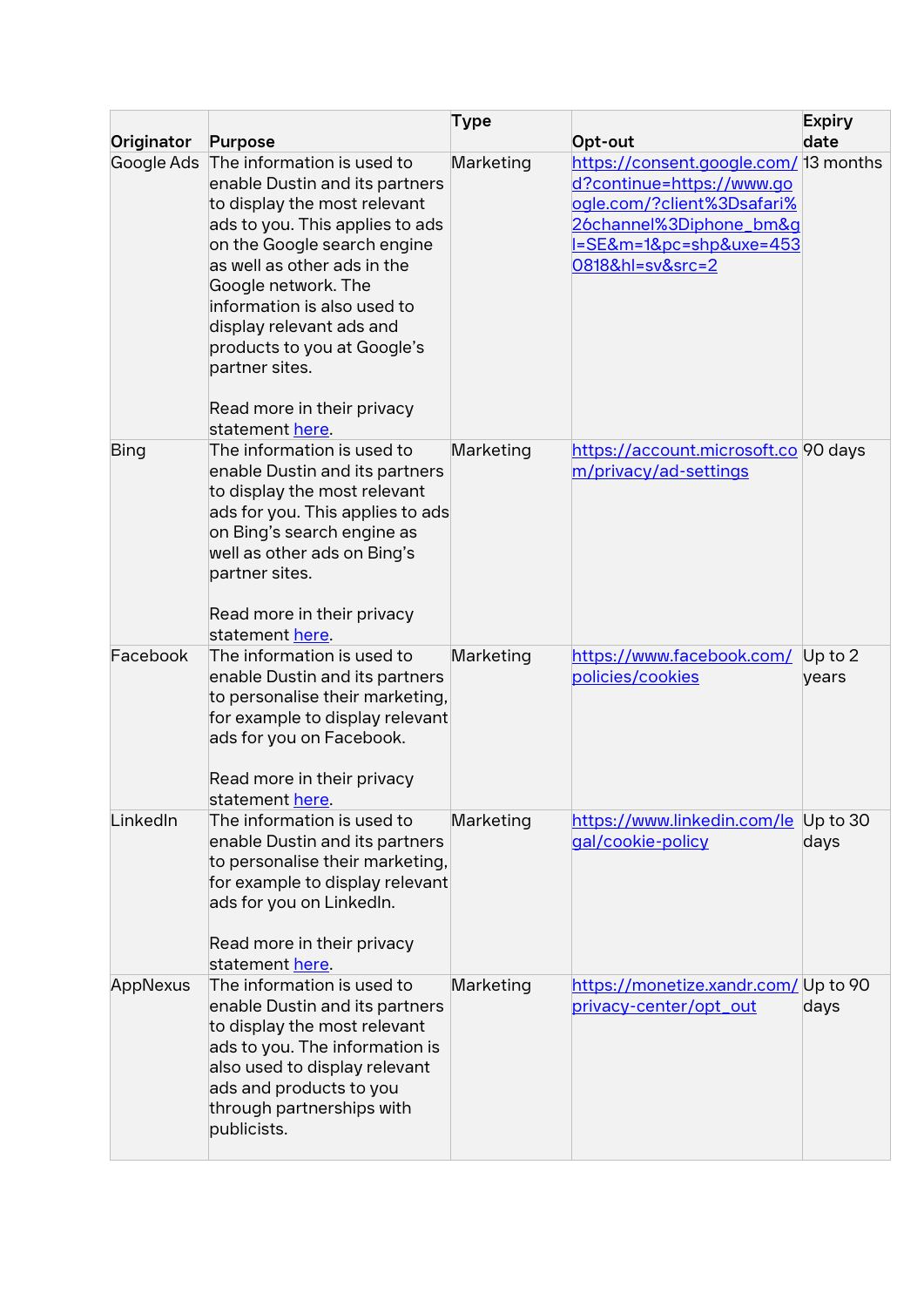| Originator | Purpose | Type | Opt-out | Expiry date |
|---|---|---|---|---|
| Google Ads | The information is used to enable Dustin and its partners to display the most relevant ads to you. This applies to ads on the Google search engine as well as other ads in the Google network. The information is also used to display relevant ads and products to you at Google's partner sites.<br><br>Read more in their privacy statement here. | Marketing | https://consent.google.com/d?continue=https://www.google.com/?client%3Dsafari%26channel%3Diphone_bm&gl=SE&m=1&pc=shp&uxe=4530818&hl=sv&src=2 | 13 months |
| Bing | The information is used to enable Dustin and its partners to display the most relevant ads for you. This applies to ads on Bing's search engine as well as other ads on Bing's partner sites.<br><br>Read more in their privacy statement here. | Marketing | https://account.microsoft.com/privacy/ad-settings | 90 days |
| Facebook | The information is used to enable Dustin and its partners to personalise their marketing, for example to display relevant ads for you on Facebook.<br><br>Read more in their privacy statement here. | Marketing | https://www.facebook.com/policies/cookies | Up to 2 years |
| LinkedIn | The information is used to enable Dustin and its partners to personalise their marketing, for example to display relevant ads for you on LinkedIn.<br><br>Read more in their privacy statement here. | Marketing | https://www.linkedin.com/legal/cookie-policy | Up to 30 days |
| AppNexus | The information is used to enable Dustin and its partners to display the most relevant ads to you. The information is also used to display relevant ads and products to you through partnerships with publicists. | Marketing | https://monetize.xandr.com/privacy-center/opt_out | Up to 90 days |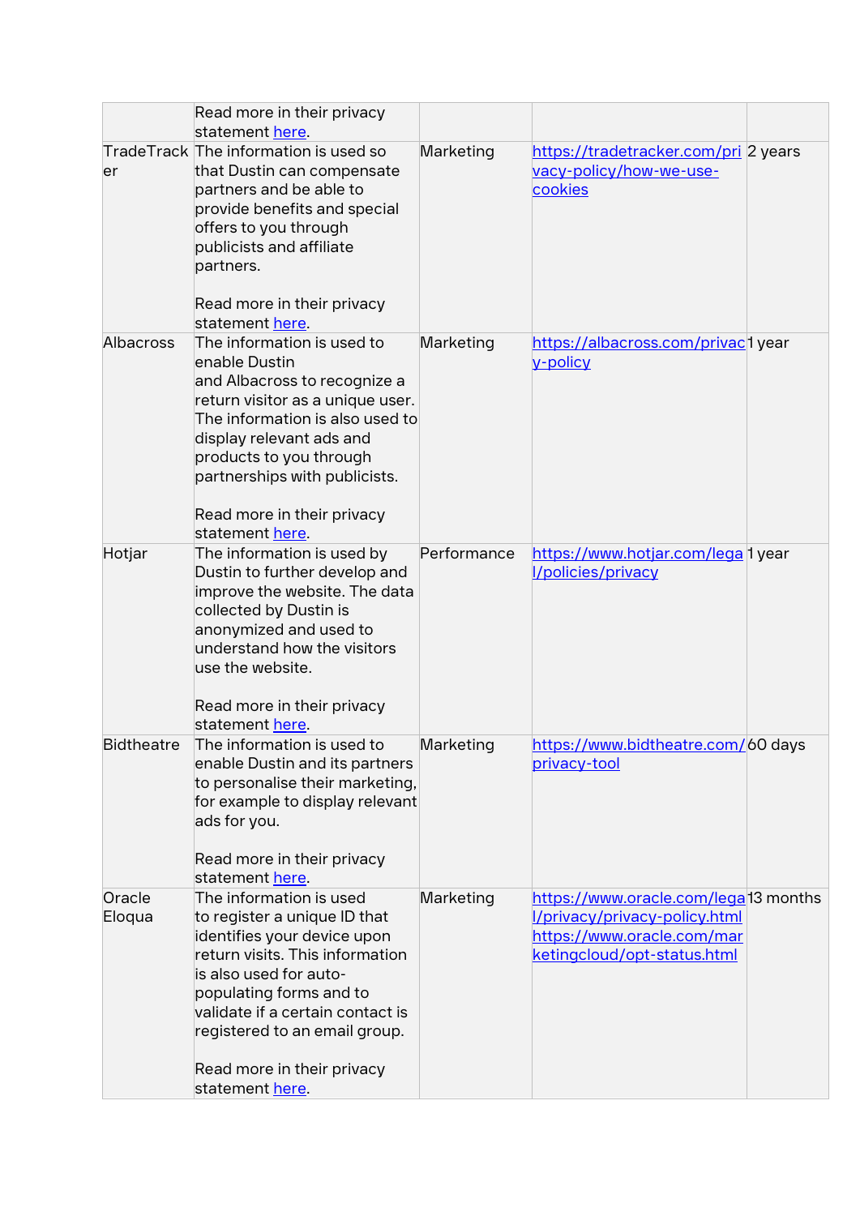|  |  |  |  |  |
|---|---|---|---|---|
|  | Read more in their privacy statement here. |  |  |  |
| TradeTracker | The information is used so that Dustin can compensate partners and be able to provide benefits and special offers to you through publicists and affiliate partners.<br><br>Read more in their privacy statement here. | Marketing | https://tradetracker.com/privacy-policy/how-we-use-cookies | 2 years |
| Albacross | The information is used to enable Dustin and Albacross to recognize a return visitor as a unique user. The information is also used to display relevant ads and products to you through partnerships with publicists.<br><br>Read more in their privacy statement here. | Marketing | https://albacross.com/privacy-policy | 1 year |
| Hotjar | The information is used by Dustin to further develop and improve the website. The data collected by Dustin is anonymized and used to understand how the visitors use the website.<br><br>Read more in their privacy statement here. | Performance | https://www.hotjar.com/legal/policies/privacy | 1 year |
| Bidtheatre | The information is used to enable Dustin and its partners to personalise their marketing, for example to display relevant ads for you.<br><br>Read more in their privacy statement here. | Marketing | https://www.bidtheatre.com/privacy-tool | 60 days |
| Oracle Eloqua | The information is used to register a unique ID that identifies your device upon return visits. This information is also used for auto-populating forms and to validate if a certain contact is registered to an email group.<br><br>Read more in their privacy statement here. | Marketing | https://www.oracle.com/legal/privacy/privacy-policy.html<br>https://www.oracle.com/marketingcloud/opt-status.html | 13 months |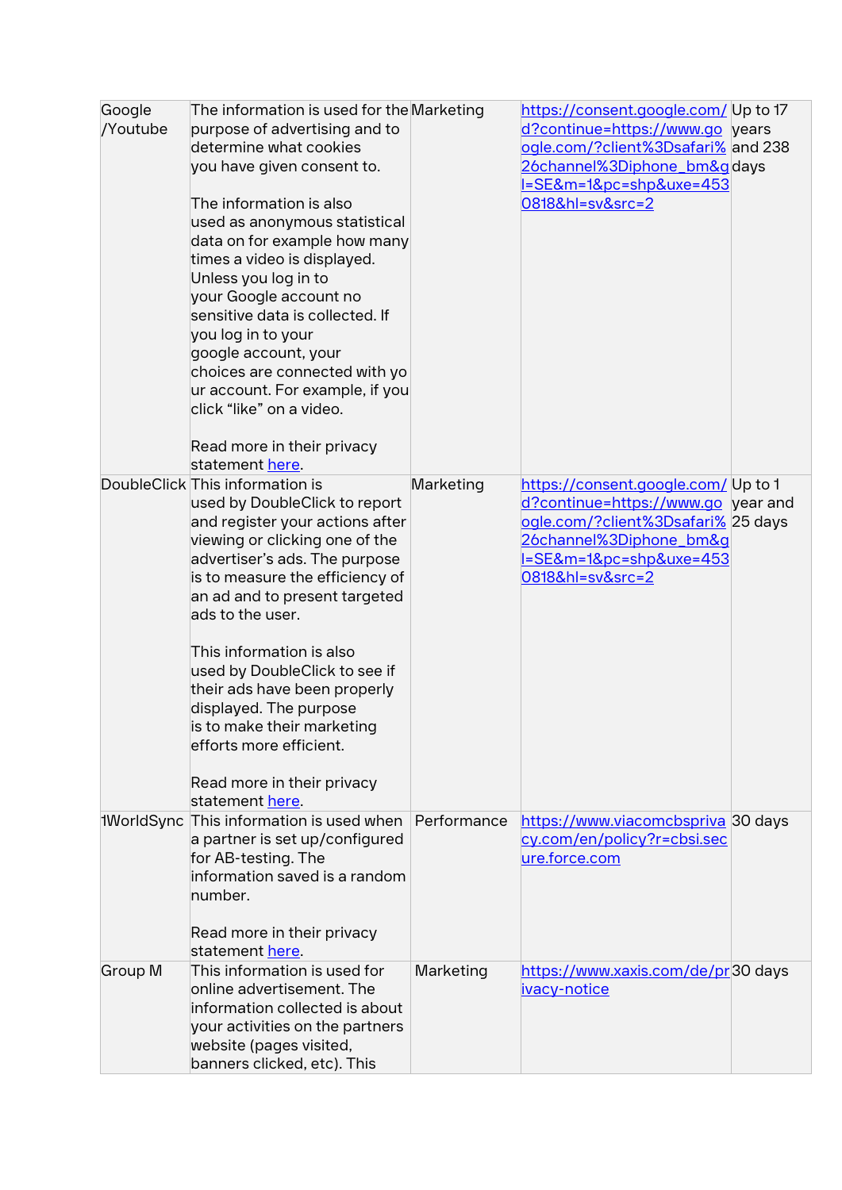| Google /Youtube | The information is used for the purpose of advertising and to determine what cookies you have given consent to.<br><br>The information is also used as anonymous statistical data on for example how many times a video is displayed. Unless you log in to your Google account no sensitive data is collected. If you log in to your google account, your choices are connected with your account. For example, if you click "like" on a video.<br><br>Read more in their privacy statement here. | Marketing | https://consent.google.com/d?continue=https://www.google.com/?client%3Dsafari%26channel%3Diphone_bm&gl=SE&m=1&pc=shp&uxe=4530818&hl=sv&src=2 | Up to 17 years and 238 days |
|---|---|---|---|---|
| DoubleClick | This information is used by DoubleClick to report and register your actions after viewing or clicking one of the advertiser's ads. The purpose is to measure the efficiency of an ad and to present targeted ads to the user.<br><br>This information is also used by DoubleClick to see if their ads have been properly displayed. The purpose is to make their marketing efforts more efficient.<br><br>Read more in their privacy statement here. | Marketing | https://consent.google.com/d?continue=https://www.google.com/?client%3Dsafari%26channel%3Diphone_bm&gl=SE&m=1&pc=shp&uxe=4530818&hl=sv&src=2 | Up to 1 year and 25 days |
| 1WorldSync | This information is used when a partner is set up/configured for AB-testing. The information saved is a random number.<br><br>Read more in their privacy statement here. | Performance | https://www.viacomcbsprivacy.com/en/policy?r=cbsi.secure.force.com | 30 days |
| Group M | This information is used for online advertisement. The information collected is about your activities on the partners website (pages visited, banners clicked, etc). This | Marketing | https://www.xaxis.com/de/privacy-notice | 30 days |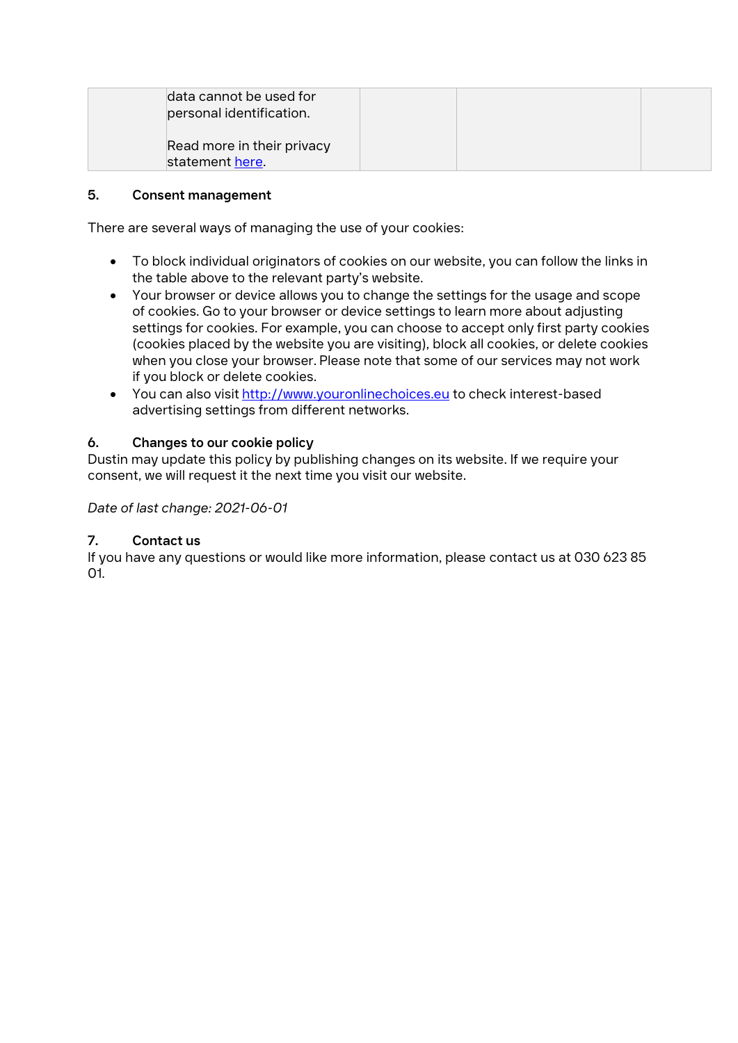| | | | | |
|---|---|---|---|---|
| | data cannot be used for personal identification.<br><br>Read more in their privacy statement here. | | | |

## 5. Consent management

There are several ways of managing the use of your cookies:

- To block individual originators of cookies on our website, you can follow the links in the table above to the relevant party's website.
- Your browser or device allows you to change the settings for the usage and scope of cookies. Go to your browser or device settings to learn more about adjusting settings for cookies. For example, you can choose to accept only first party cookies (cookies placed by the website you are visiting), block all cookies, or delete cookies when you close your browser. Please note that some of our services may not work if you block or delete cookies.
- You can also visit http://www.youronlinechoices.eu to check interest-based advertising settings from different networks.

## 6. Changes to our cookie policy

Dustin may update this policy by publishing changes on its website. If we require your consent, we will request it the next time you visit our website.

*Date of last change: 2021-06-01*

## 7. Contact us

If you have any questions or would like more information, please contact us at 030 623 85 01.